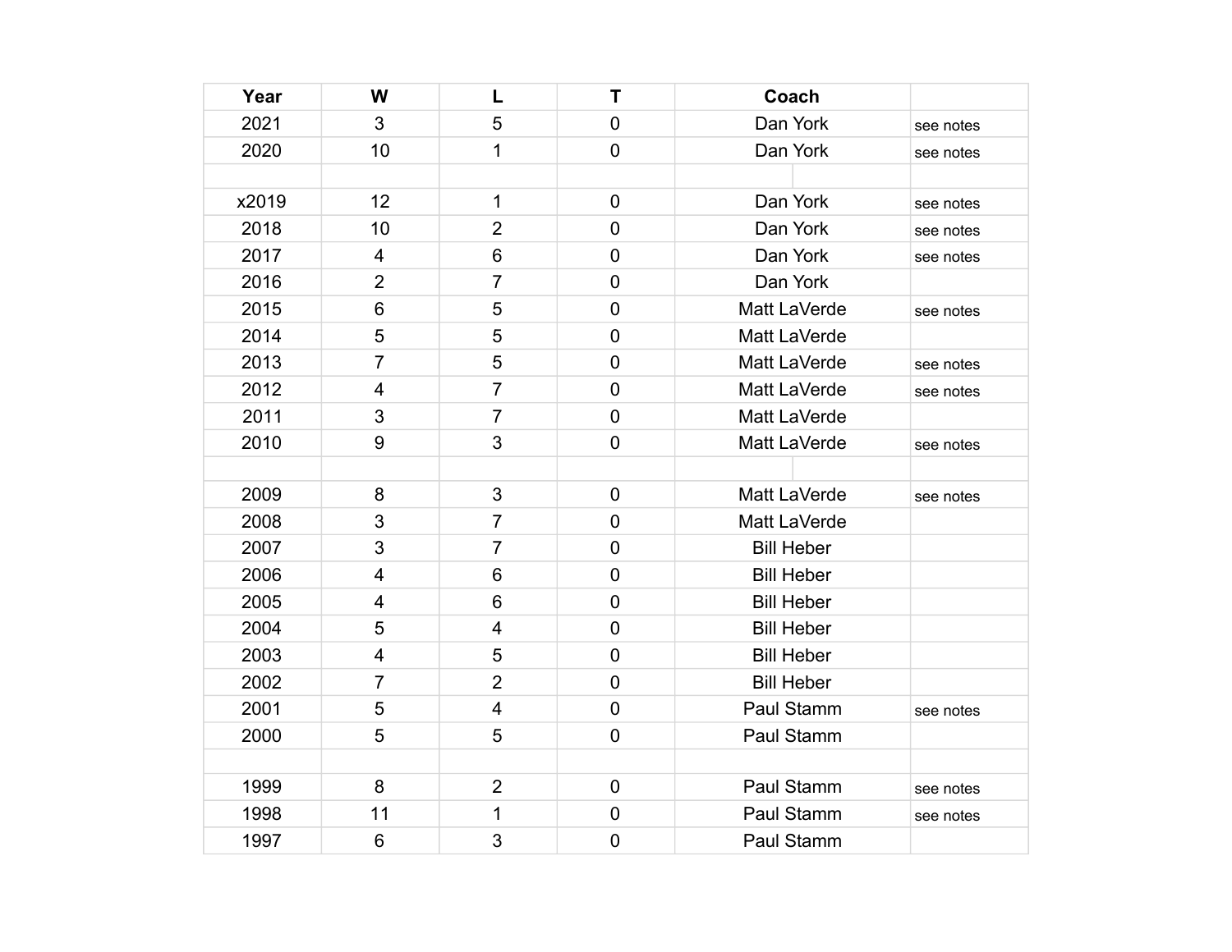| Year | W | L | T | Coach | |
|---|---|---|---|---|---|
| 2021 | 3 | 5 | 0 | Dan York | see notes |
| 2020 | 10 | 1 | 0 | Dan York | see notes |
| | | | | | |
| x2019 | 12 | 1 | 0 | Dan York | see notes |
| 2018 | 10 | 2 | 0 | Dan York | see notes |
| 2017 | 4 | 6 | 0 | Dan York | see notes |
| 2016 | 2 | 7 | 0 | Dan York | |
| 2015 | 6 | 5 | 0 | Matt LaVerde | see notes |
| 2014 | 5 | 5 | 0 | Matt LaVerde | |
| 2013 | 7 | 5 | 0 | Matt LaVerde | see notes |
| 2012 | 4 | 7 | 0 | Matt LaVerde | see notes |
| 2011 | 3 | 7 | 0 | Matt LaVerde | |
| 2010 | 9 | 3 | 0 | Matt LaVerde | see notes |
| | | | | | |
| 2009 | 8 | 3 | 0 | Matt LaVerde | see notes |
| 2008 | 3 | 7 | 0 | Matt LaVerde | |
| 2007 | 3 | 7 | 0 | Bill Heber | |
| 2006 | 4 | 6 | 0 | Bill Heber | |
| 2005 | 4 | 6 | 0 | Bill Heber | |
| 2004 | 5 | 4 | 0 | Bill Heber | |
| 2003 | 4 | 5 | 0 | Bill Heber | |
| 2002 | 7 | 2 | 0 | Bill Heber | |
| 2001 | 5 | 4 | 0 | Paul Stamm | see notes |
| 2000 | 5 | 5 | 0 | Paul Stamm | |
| | | | | | |
| 1999 | 8 | 2 | 0 | Paul Stamm | see notes |
| 1998 | 11 | 1 | 0 | Paul Stamm | see notes |
| 1997 | 6 | 3 | 0 | Paul Stamm | |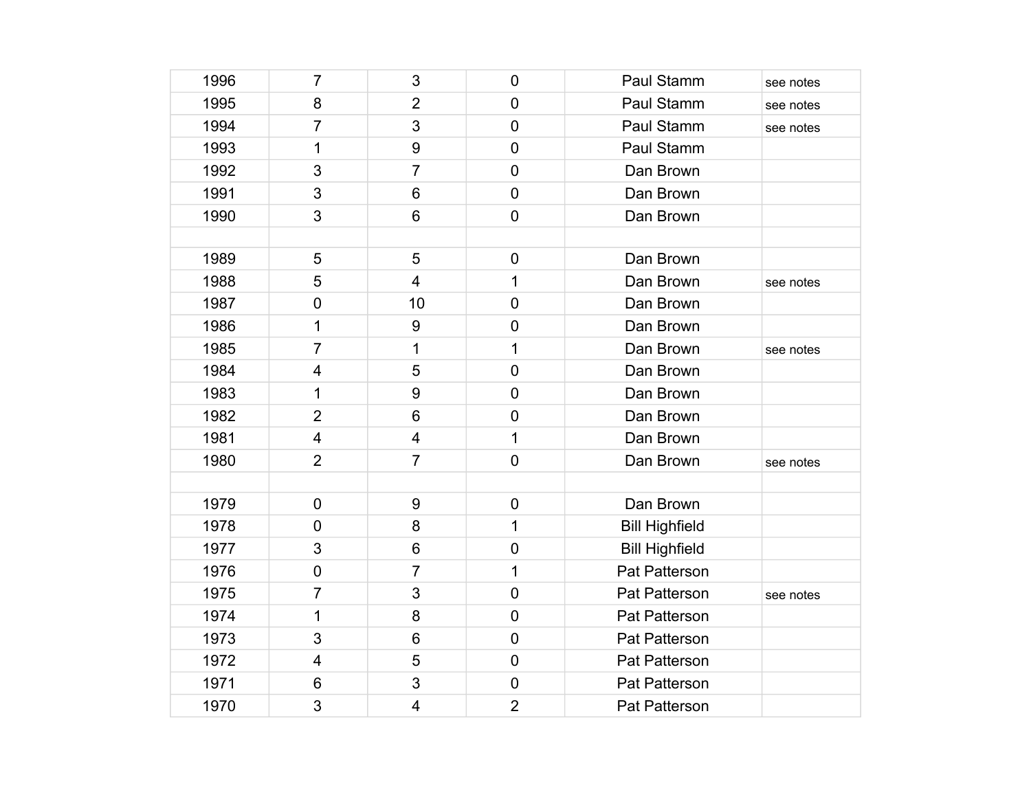| | | | | | |
|---|---|---|---|---|---|
| 1996 | 7 | 3 | 0 | Paul Stamm | see notes |
| 1995 | 8 | 2 | 0 | Paul Stamm | see notes |
| 1994 | 7 | 3 | 0 | Paul Stamm | see notes |
| 1993 | 1 | 9 | 0 | Paul Stamm | |
| 1992 | 3 | 7 | 0 | Dan Brown | |
| 1991 | 3 | 6 | 0 | Dan Brown | |
| 1990 | 3 | 6 | 0 | Dan Brown | |
| | | | | | |
| 1989 | 5 | 5 | 0 | Dan Brown | |
| 1988 | 5 | 4 | 1 | Dan Brown | see notes |
| 1987 | 0 | 10 | 0 | Dan Brown | |
| 1986 | 1 | 9 | 0 | Dan Brown | |
| 1985 | 7 | 1 | 1 | Dan Brown | see notes |
| 1984 | 4 | 5 | 0 | Dan Brown | |
| 1983 | 1 | 9 | 0 | Dan Brown | |
| 1982 | 2 | 6 | 0 | Dan Brown | |
| 1981 | 4 | 4 | 1 | Dan Brown | |
| 1980 | 2 | 7 | 0 | Dan Brown | see notes |
| | | | | | |
| 1979 | 0 | 9 | 0 | Dan Brown | |
| 1978 | 0 | 8 | 1 | Bill Highfield | |
| 1977 | 3 | 6 | 0 | Bill Highfield | |
| 1976 | 0 | 7 | 1 | Pat Patterson | |
| 1975 | 7 | 3 | 0 | Pat Patterson | see notes |
| 1974 | 1 | 8 | 0 | Pat Patterson | |
| 1973 | 3 | 6 | 0 | Pat Patterson | |
| 1972 | 4 | 5 | 0 | Pat Patterson | |
| 1971 | 6 | 3 | 0 | Pat Patterson | |
| 1970 | 3 | 4 | 2 | Pat Patterson | |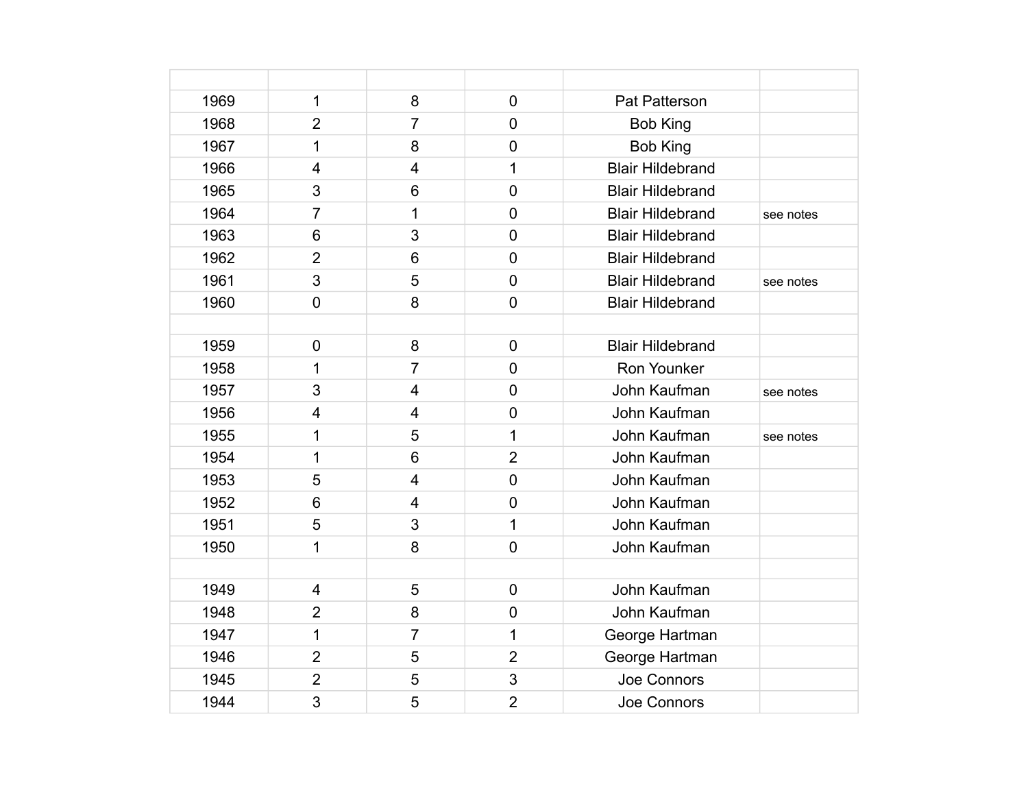| | | | | | |
|---|---|---|---|---|---|
| 1969 | 1 | 8 | 0 | Pat Patterson | |
| 1968 | 2 | 7 | 0 | Bob King | |
| 1967 | 1 | 8 | 0 | Bob King | |
| 1966 | 4 | 4 | 1 | Blair Hildebrand | |
| 1965 | 3 | 6 | 0 | Blair Hildebrand | |
| 1964 | 7 | 1 | 0 | Blair Hildebrand | see notes |
| 1963 | 6 | 3 | 0 | Blair Hildebrand | |
| 1962 | 2 | 6 | 0 | Blair Hildebrand | |
| 1961 | 3 | 5 | 0 | Blair Hildebrand | see notes |
| 1960 | 0 | 8 | 0 | Blair Hildebrand | |
| | | | | | |
| 1959 | 0 | 8 | 0 | Blair Hildebrand | |
| 1958 | 1 | 7 | 0 | Ron Younker | |
| 1957 | 3 | 4 | 0 | John Kaufman | see notes |
| 1956 | 4 | 4 | 0 | John Kaufman | |
| 1955 | 1 | 5 | 1 | John Kaufman | see notes |
| 1954 | 1 | 6 | 2 | John Kaufman | |
| 1953 | 5 | 4 | 0 | John Kaufman | |
| 1952 | 6 | 4 | 0 | John Kaufman | |
| 1951 | 5 | 3 | 1 | John Kaufman | |
| 1950 | 1 | 8 | 0 | John Kaufman | |
| | | | | | |
| 1949 | 4 | 5 | 0 | John Kaufman | |
| 1948 | 2 | 8 | 0 | John Kaufman | |
| 1947 | 1 | 7 | 1 | George Hartman | |
| 1946 | 2 | 5 | 2 | George Hartman | |
| 1945 | 2 | 5 | 3 | Joe Connors | |
| 1944 | 3 | 5 | 2 | Joe Connors | |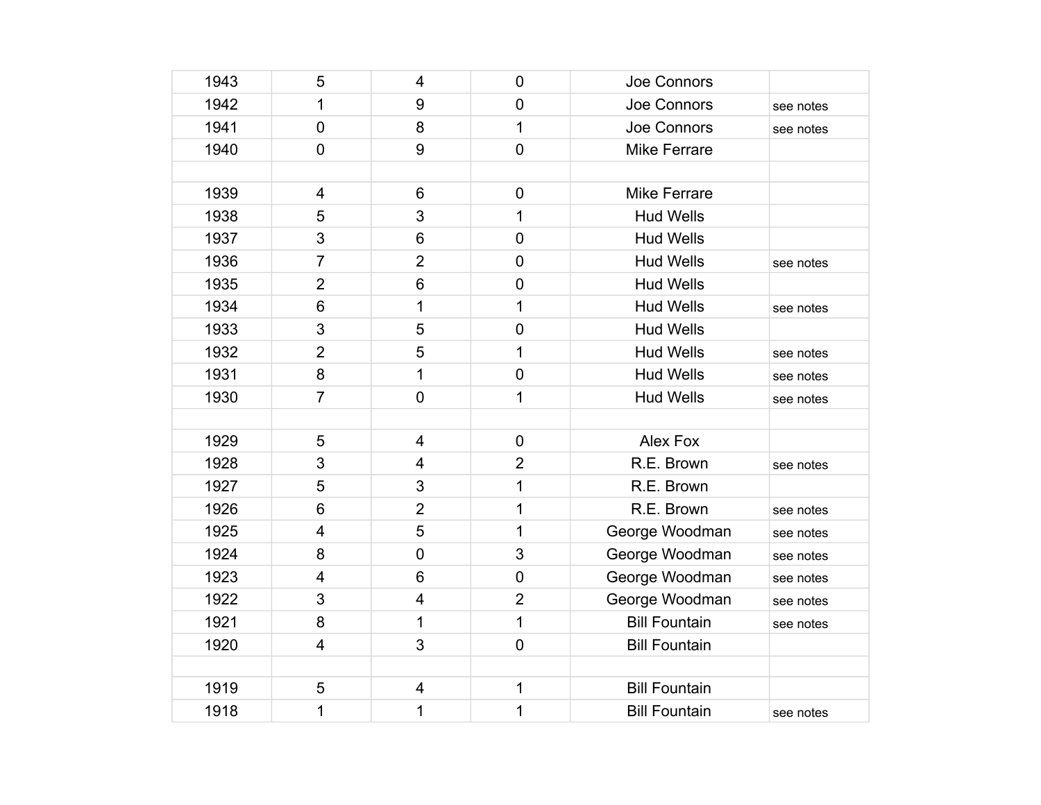| | | | | | |
|---|---|---|---|---|---|
| 1943 | 5 | 4 | 0 | Joe Connors | |
| 1942 | 1 | 9 | 0 | Joe Connors | see notes |
| 1941 | 0 | 8 | 1 | Joe Connors | see notes |
| 1940 | 0 | 9 | 0 | Mike Ferrare | |
| | | | | | |
| 1939 | 4 | 6 | 0 | Mike Ferrare | |
| 1938 | 5 | 3 | 1 | Hud Wells | |
| 1937 | 3 | 6 | 0 | Hud Wells | |
| 1936 | 7 | 2 | 0 | Hud Wells | see notes |
| 1935 | 2 | 6 | 0 | Hud Wells | |
| 1934 | 6 | 1 | 1 | Hud Wells | see notes |
| 1933 | 3 | 5 | 0 | Hud Wells | |
| 1932 | 2 | 5 | 1 | Hud Wells | see notes |
| 1931 | 8 | 1 | 0 | Hud Wells | see notes |
| 1930 | 7 | 0 | 1 | Hud Wells | see notes |
| | | | | | |
| 1929 | 5 | 4 | 0 | Alex Fox | |
| 1928 | 3 | 4 | 2 | R.E. Brown | see notes |
| 1927 | 5 | 3 | 1 | R.E. Brown | |
| 1926 | 6 | 2 | 1 | R.E. Brown | see notes |
| 1925 | 4 | 5 | 1 | George Woodman | see notes |
| 1924 | 8 | 0 | 3 | George Woodman | see notes |
| 1923 | 4 | 6 | 0 | George Woodman | see notes |
| 1922 | 3 | 4 | 2 | George Woodman | see notes |
| 1921 | 8 | 1 | 1 | Bill Fountain | see notes |
| 1920 | 4 | 3 | 0 | Bill Fountain | |
| | | | | | |
| 1919 | 5 | 4 | 1 | Bill Fountain | |
| 1918 | 1 | 1 | 1 | Bill Fountain | see notes |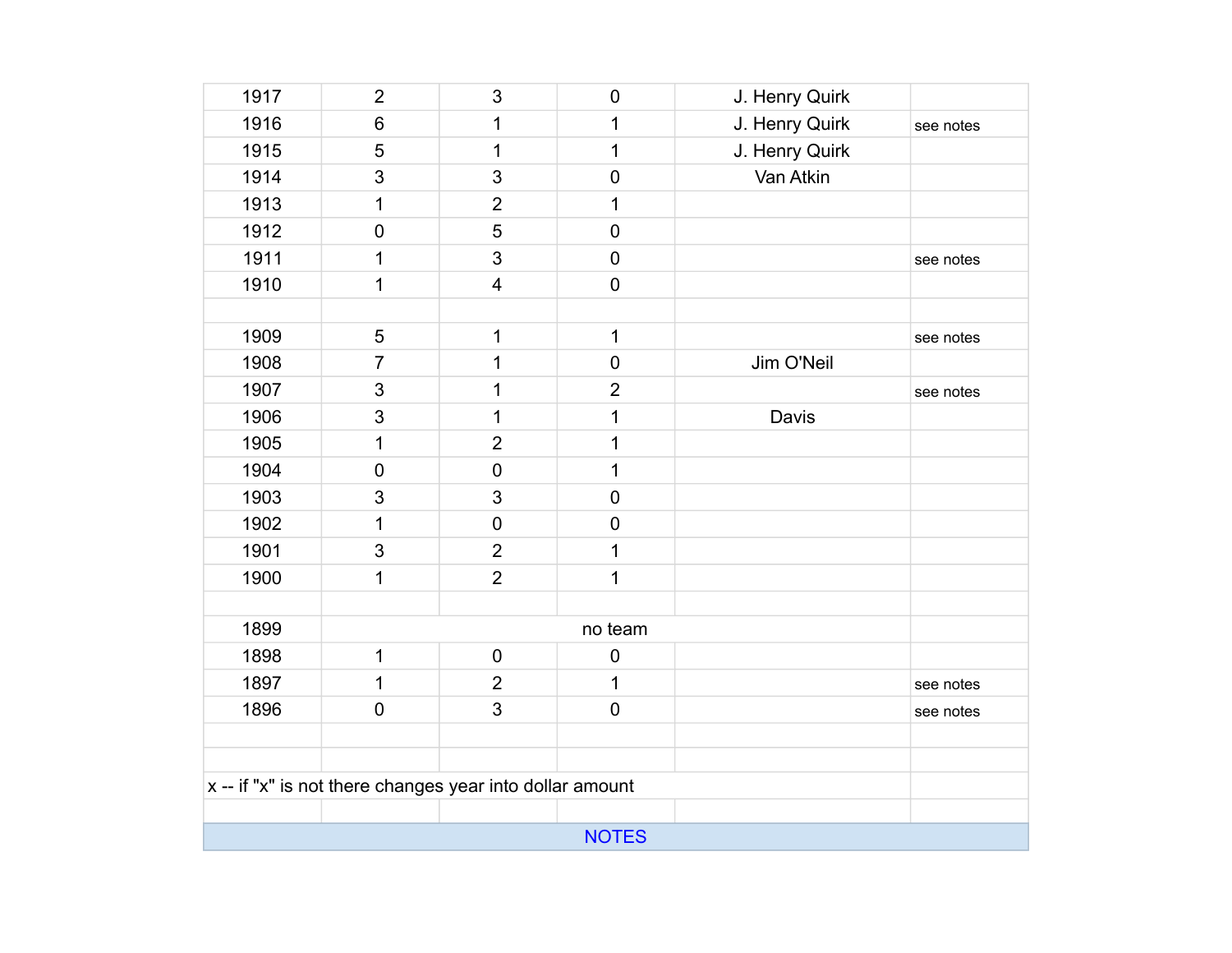| | | | | | |
|---|---|---|---|---|---|
| 1917 | 2 | 3 | 0 | J. Henry Quirk | |
| 1916 | 6 | 1 | 1 | J. Henry Quirk | see notes |
| 1915 | 5 | 1 | 1 | J. Henry Quirk | |
| 1914 | 3 | 3 | 0 | Van Atkin | |
| 1913 | 1 | 2 | 1 | | |
| 1912 | 0 | 5 | 0 | | |
| 1911 | 1 | 3 | 0 | | see notes |
| 1910 | 1 | 4 | 0 | | |
| | | | | | |
| 1909 | 5 | 1 | 1 | | see notes |
| 1908 | 7 | 1 | 0 | Jim O'Neil | |
| 1907 | 3 | 1 | 2 | | see notes |
| 1906 | 3 | 1 | 1 | Davis | |
| 1905 | 1 | 2 | 1 | | |
| 1904 | 0 | 0 | 1 | | |
| 1903 | 3 | 3 | 0 | | |
| 1902 | 1 | 0 | 0 | | |
| 1901 | 3 | 2 | 1 | | |
| 1900 | 1 | 2 | 1 | | |
| | | | | | |
| 1899 | no team | | | | |
| 1898 | 1 | 0 | 0 | | |
| 1897 | 1 | 2 | 1 | | see notes |
| 1896 | 0 | 3 | 0 | | see notes |

x -- if "x" is not there changes year into dollar amount

## NOTES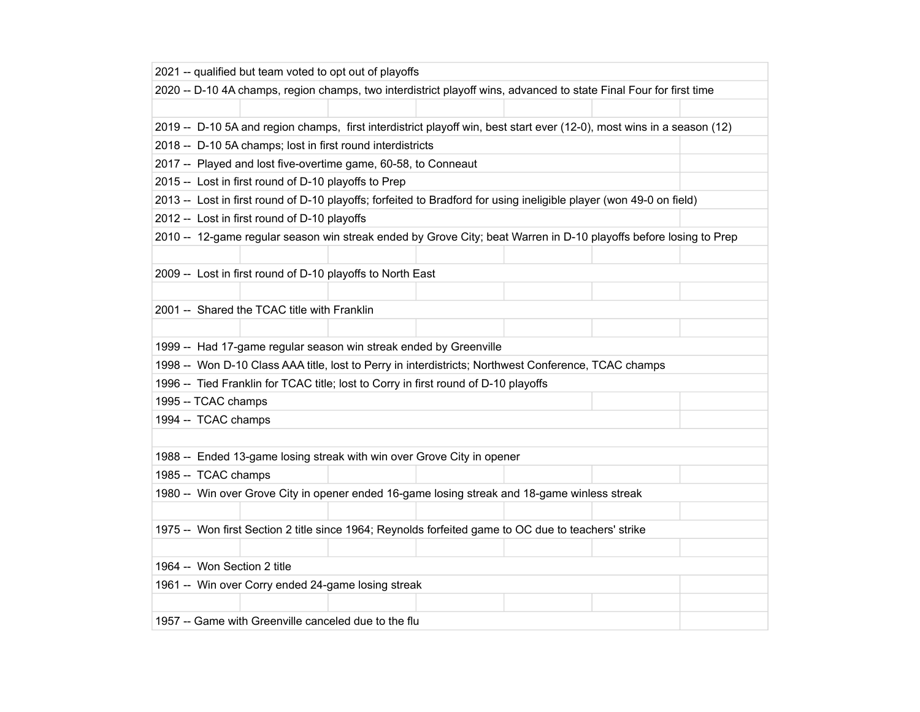2021 -- qualified but team voted to opt out of playoffs

2020 -- D-10 4A champs, region champs, two interdistrict playoff wins, advanced to state Final Four for first time

2019 -- D-10 5A and region champs, first interdistrict playoff win, best start ever (12-0), most wins in a season (12)

2018 -- D-10 5A champs; lost in first round interdistricts

2017 -- Played and lost five-overtime game, 60-58, to Conneaut

2015 -- Lost in first round of D-10 playoffs to Prep

2013 -- Lost in first round of D-10 playoffs; forfeited to Bradford for using ineligible player (won 49-0 on field)

2012 -- Lost in first round of D-10 playoffs

2010 -- 12-game regular season win streak ended by Grove City; beat Warren in D-10 playoffs before losing to Prep

2009 -- Lost in first round of D-10 playoffs to North East

2001 -- Shared the TCAC title with Franklin

1999 -- Had 17-game regular season win streak ended by Greenville

1998 -- Won D-10 Class AAA title, lost to Perry in interdistricts; Northwest Conference, TCAC champs

1996 -- Tied Franklin for TCAC title; lost to Corry in first round of D-10 playoffs

1995 -- TCAC champs

1994 -- TCAC champs

1988 -- Ended 13-game losing streak with win over Grove City in opener

1985 -- TCAC champs

1980 -- Win over Grove City in opener ended 16-game losing streak and 18-game winless streak

1975 -- Won first Section 2 title since 1964; Reynolds forfeited game to OC due to teachers' strike

1964 -- Won Section 2 title

1961 -- Win over Corry ended 24-game losing streak

1957 -- Game with Greenville canceled due to the flu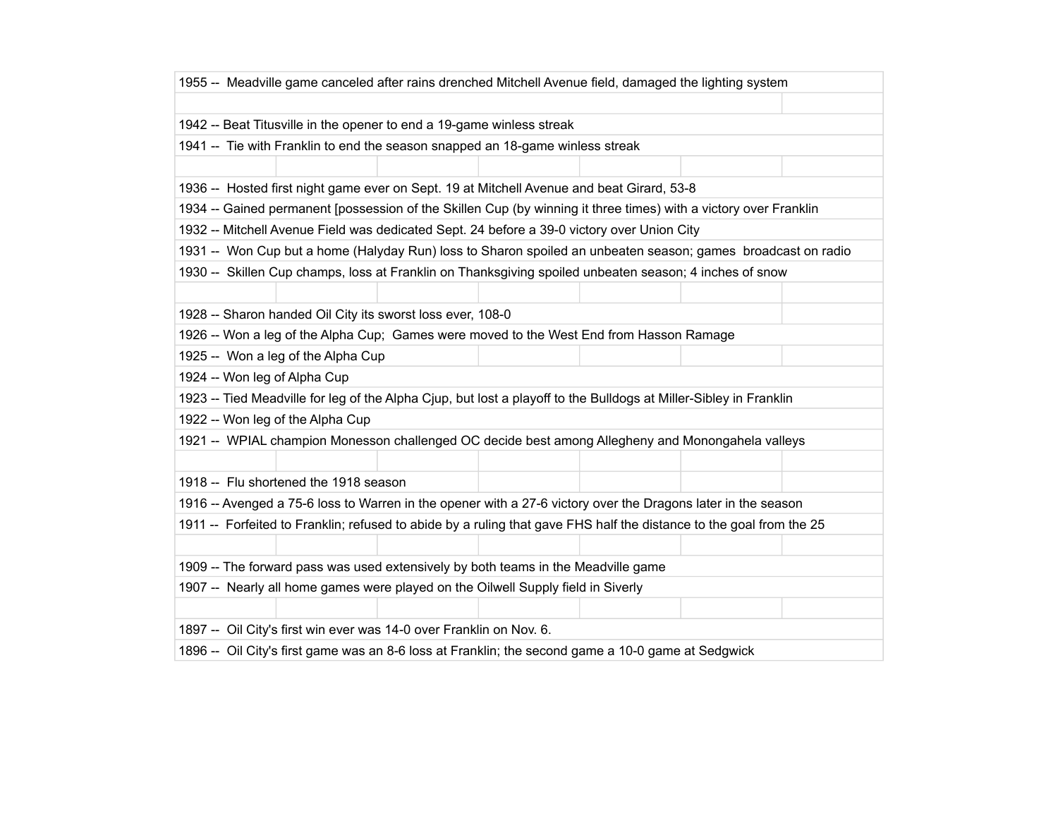| |
|---|
| 1955 -- Meadville game canceled after rains drenched Mitchell Avenue field, damaged the lighting system |
| |
| 1942 -- Beat Titusville in the opener to end a 19-game winless streak |
| 1941 -- Tie with Franklin to end the season snapped an 18-game winless streak |
| |
| 1936 -- Hosted first night game ever on Sept. 19 at Mitchell Avenue and beat Girard, 53-8 |
| 1934 -- Gained permanent [possession of the Skillen Cup (by winning it three times) with a victory over Franklin |
| 1932 -- Mitchell Avenue Field was dedicated Sept. 24 before a 39-0 victory over Union City |
| 1931 -- Won Cup but a home (Halyday Run) loss to Sharon spoiled an unbeaten season; games broadcast on radio |
| 1930 -- Skillen Cup champs, loss at Franklin on Thanksgiving spoiled unbeaten season; 4 inches of snow |
| |
| 1928 -- Sharon handed Oil City its sworst loss ever, 108-0 |
| 1926 -- Won a leg of the Alpha Cup; Games were moved to the West End from Hasson Ramage |
| 1925 -- Won a leg of the Alpha Cup |
| 1924 -- Won leg of Alpha Cup |
| 1923 -- Tied Meadville for leg of the Alpha Cjup, but lost a playoff to the Bulldogs at Miller-Sibley in Franklin |
| 1922 -- Won leg of the Alpha Cup |
| 1921 -- WPIAL champion Monesson challenged OC decide best among Allegheny and Monongahela valleys |
| |
| 1918 -- Flu shortened the 1918 season |
| 1916 -- Avenged a 75-6 loss to Warren in the opener with a 27-6 victory over the Dragons later in the season |
| 1911 -- Forfeited to Franklin; refused to abide by a ruling that gave FHS half the distance to the goal from the 25 |
| |
| 1909 -- The forward pass was used extensively by both teams in the Meadville game |
| 1907 -- Nearly all home games were played on the Oilwell Supply field in Siverly |
| |
| 1897 -- Oil City's first win ever was 14-0 over Franklin on Nov. 6. |
| 1896 -- Oil City's first game was an 8-6 loss at Franklin; the second game a 10-0 game at Sedgwick |